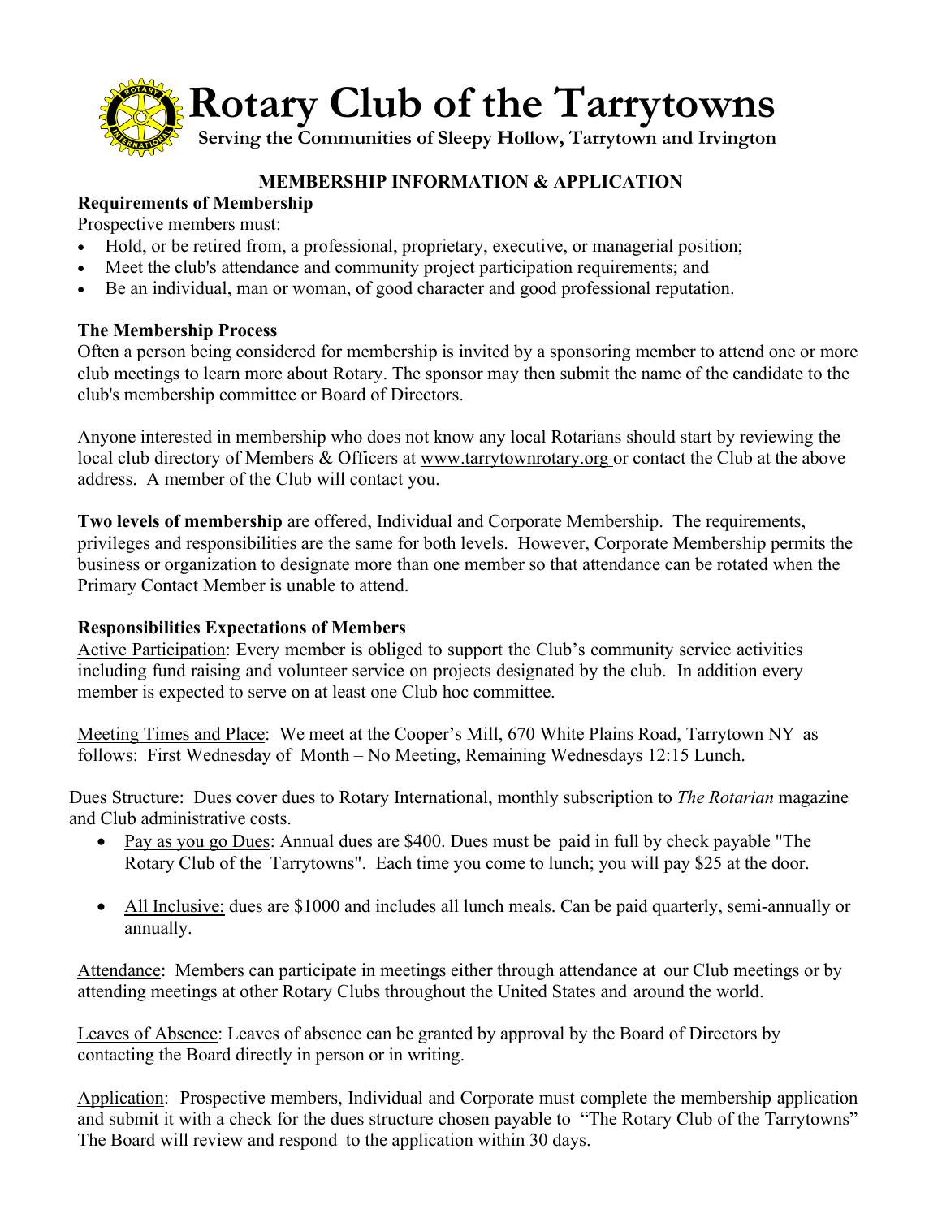# Rotary Club of the Tarrytowns

**Serving the Communities of Sleepy Hollow, Tarrytown and Irvington**

## MEMBERSHIP INFORMATION & APPLICATION

### Requirements of Membership

Prospective members must:

- Hold, or be retired from, a professional, proprietary, executive, or managerial position;
- Meet the club's attendance and community project participation requirements; and
- Be an individual, man or woman, of good character and good professional reputation.

### The Membership Process

Often a person being considered for membership is invited by a sponsoring member to attend one or more club meetings to learn more about Rotary. The sponsor may then submit the name of the candidate to the club's membership committee or Board of Directors.

Anyone interested in membership who does not know any local Rotarians should start by reviewing the local club directory of Members & Officers at www.tarrytownrotary.org or contact the Club at the above address. A member of the Club will contact you.

**Two levels of membership** are offered, Individual and Corporate Membership. The requirements, privileges and responsibilities are the same for both levels. However, Corporate Membership permits the business or organization to designate more than one member so that attendance can be rotated when the Primary Contact Member is unable to attend.

### Responsibilities Expectations of Members

Active Participation: Every member is obliged to support the Club's community service activities including fund raising and volunteer service on projects designated by the club. In addition every member is expected to serve on at least one Club hoc committee.

Meeting Times and Place: We meet at the Cooper's Mill, 670 White Plains Road, Tarrytown NY as follows: First Wednesday of Month – No Meeting, Remaining Wednesdays 12:15 Lunch.

Dues Structure: Dues cover dues to Rotary International, monthly subscription to *The Rotarian* magazine and Club administrative costs.

- Pay as you go Dues: Annual dues are $400. Dues must be paid in full by check payable "The Rotary Club of the Tarrytowns". Each time you come to lunch; you will pay $25 at the door.
- All Inclusive: dues are $1000 and includes all lunch meals. Can be paid quarterly, semi-annually or annually.

Attendance: Members can participate in meetings either through attendance at our Club meetings or by attending meetings at other Rotary Clubs throughout the United States and around the world.

Leaves of Absence: Leaves of absence can be granted by approval by the Board of Directors by contacting the Board directly in person or in writing.

Application: Prospective members, Individual and Corporate must complete the membership application and submit it with a check for the dues structure chosen payable to "The Rotary Club of the Tarrytowns" The Board will review and respond to the application within 30 days.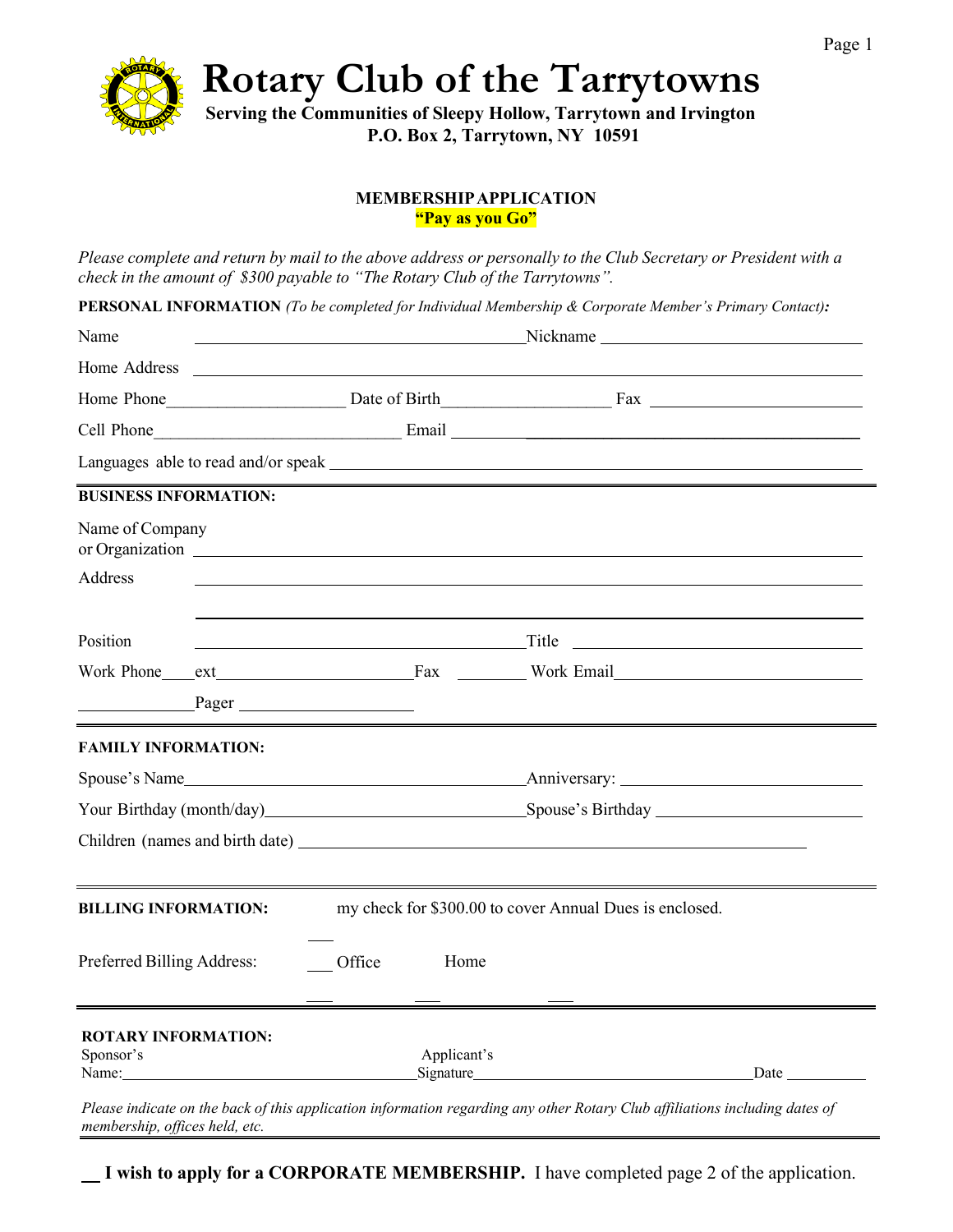# Rotary Club of the Tarrytowns

**Serving the Communities of Sleepy Hollow, Tarrytown and Irvington**
**P.O. Box 2, Tarrytown, NY 10591**

**MEMBERSHIP APPLICATION**
**"Pay as you Go"**

*Please complete and return by mail to the above address or personally to the Club Secretary or President with a check in the amount of $300 payable to "The Rotary Club of the Tarrytowns".*

**PERSONAL INFORMATION** *(To be completed for Individual Membership & Corporate Member's Primary Contact):*

Name ______________________________ Nickname ______________________________

Home Address ______________________________________________________________

Home Phone ____________________ Date of Birth ____________________ Fax ____________________

Cell Phone ____________________________ Email ______________________________________

Languages able to read and/or speak ________________________________________________

**BUSINESS INFORMATION:**

Name of Company or Organization ______________________________________________________

Address ______________________________________________________________

______________________________________________________________

Position ______________________________ Title ______________________________

Work Phone ____ext ______________________ Fax ________ Work Email ____________________________

______________ Pager ____________________

**FAMILY INFORMATION:**

Spouse's Name ______________________________________ Anniversary: ____________________________

Your Birthday (month/day) ______________________________ Spouse's Birthday ______________________

Children (names and birth date) ____________________________________________________________

**BILLING INFORMATION:** ___ my check for $300.00 to cover Annual Dues is enclosed.

Preferred Billing Address: ___ Office ___ Home ___

**ROTARY INFORMATION:**

Sponsor's Name: ______________________________ Applicant's Signature ______________________________ Date __________

*Please indicate on the back of this application information regarding any other Rotary Club affiliations including dates of membership, offices held, etc.*

__ **I wish to apply for a CORPORATE MEMBERSHIP.** I have completed page 2 of the application.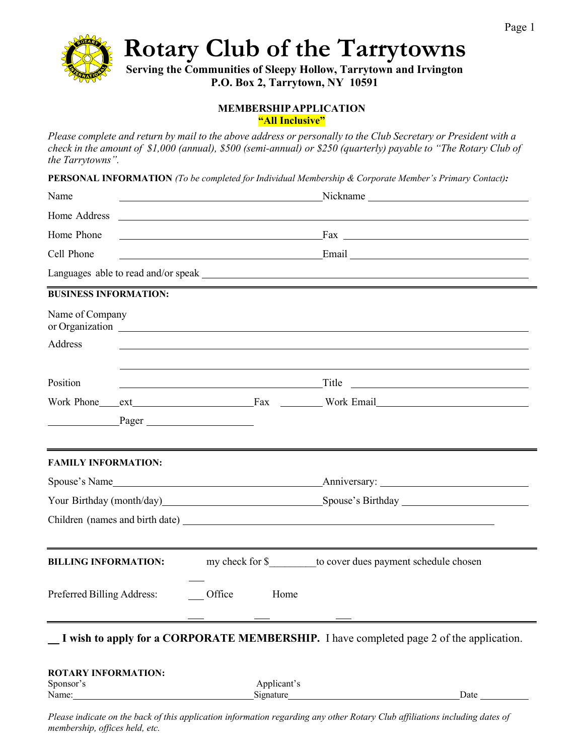# Rotary Club of the Tarrytowns

**Serving the Communities of Sleepy Hollow, Tarrytown and Irvington**
**P.O. Box 2, Tarrytown, NY 10591**

## MEMBERSHIP APPLICATION
**"All Inclusive"**

*Please complete and return by mail to the above address or personally to the Club Secretary or President with a check in the amount of $1,000 (annual), $500 (semi-annual) or $250 (quarterly) payable to "The Rotary Club of the Tarrytowns".*

**PERSONAL INFORMATION** *(To be completed for Individual Membership & Corporate Member's Primary Contact)***:**

Name ______________________ Nickname ______________________

Home Address ______________________

Home Phone ______________________ Fax ______________________

Cell Phone ______________________ Email ______________________

Languages able to read and/or speak ______________________

---

**BUSINESS INFORMATION:**

Name of Company or Organization ______________________

Address ______________________

______________________

Position ______________________ Title ______________________

Work Phone ____ext ______________ Fax ________ Work Email ______________________

______________ Pager ______________

---

**FAMILY INFORMATION:**

Spouse's Name ______________________ Anniversary: ______________________

Your Birthday (month/day) ______________________ Spouse's Birthday ______________________

Children (names and birth date) ______________________

---

**BILLING INFORMATION:** my check for $________ to cover dues payment schedule chosen

Preferred Billing Address: ___ Office ___ Home

---

__ **I wish to apply for a CORPORATE MEMBERSHIP.** I have completed page 2 of the application.

**ROTARY INFORMATION:**

Sponsor's Name: ______________________ Applicant's Signature ______________________ Date __________

*Please indicate on the back of this application information regarding any other Rotary Club affiliations including dates of membership, offices held, etc.*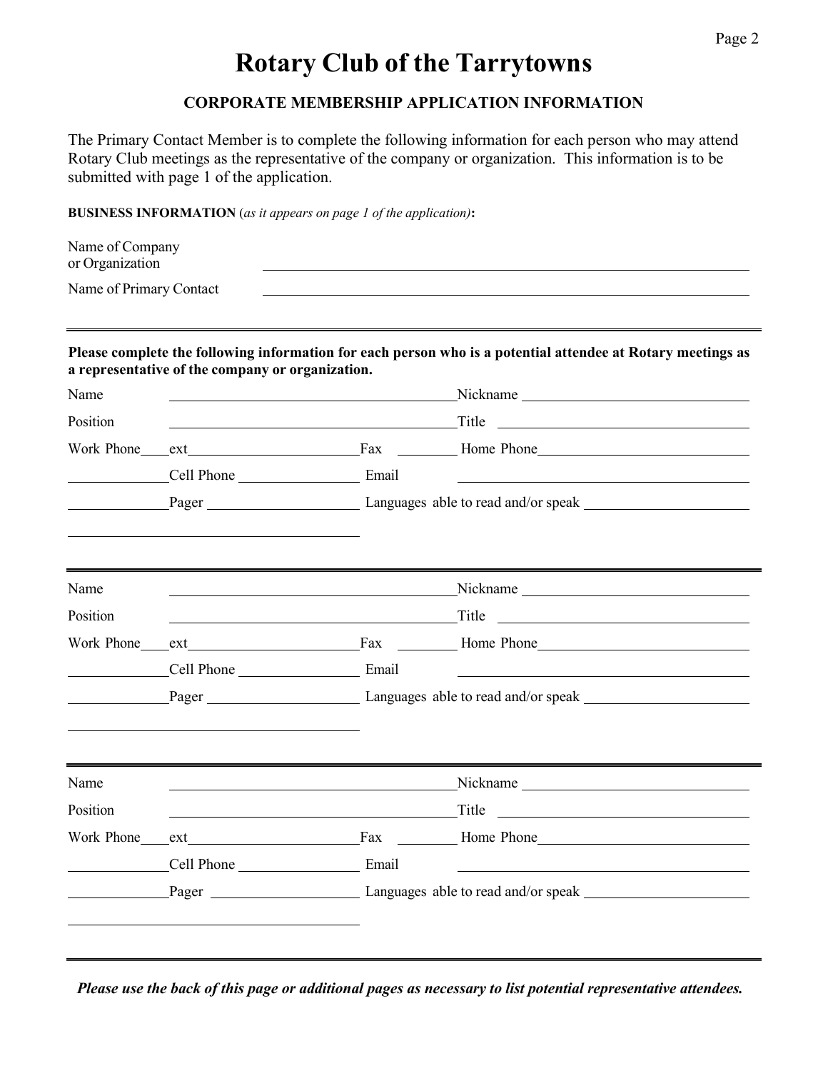# Rotary Club of the Tarrytowns

## CORPORATE MEMBERSHIP APPLICATION INFORMATION

The Primary Contact Member is to complete the following information for each person who may attend Rotary Club meetings as the representative of the company or organization. This information is to be submitted with page 1 of the application.

**BUSINESS INFORMATION** (*as it appears on page 1 of the application)***:**

Name of Company or Organization ____________________

Name of Primary Contact ____________________

---

**Please complete the following information for each person who is a potential attendee at Rotary meetings as a representative of the company or organization.**

Name ____________________ Nickname ____________________

Position ____________________ Title ____________________

Work Phone ____ ext ____________ Fax ________ Home Phone ____________________

____________ Cell Phone ____________ Email ____________________

____________ Pager ____________ Languages able to read and/or speak ____________________

____________________

---

Name ____________________ Nickname ____________________

Position ____________________ Title ____________________

Work Phone ____ ext ____________ Fax ________ Home Phone ____________________

____________ Cell Phone ____________ Email ____________________

____________ Pager ____________ Languages able to read and/or speak ____________________

____________________

---

Name ____________________ Nickname ____________________

Position ____________________ Title ____________________

Work Phone ____ ext ____________ Fax ________ Home Phone ____________________

____________ Cell Phone ____________ Email ____________________

____________ Pager ____________ Languages able to read and/or speak ____________________

____________________

---

***Please use the back of this page or additional pages as necessary to list potential representative attendees.***